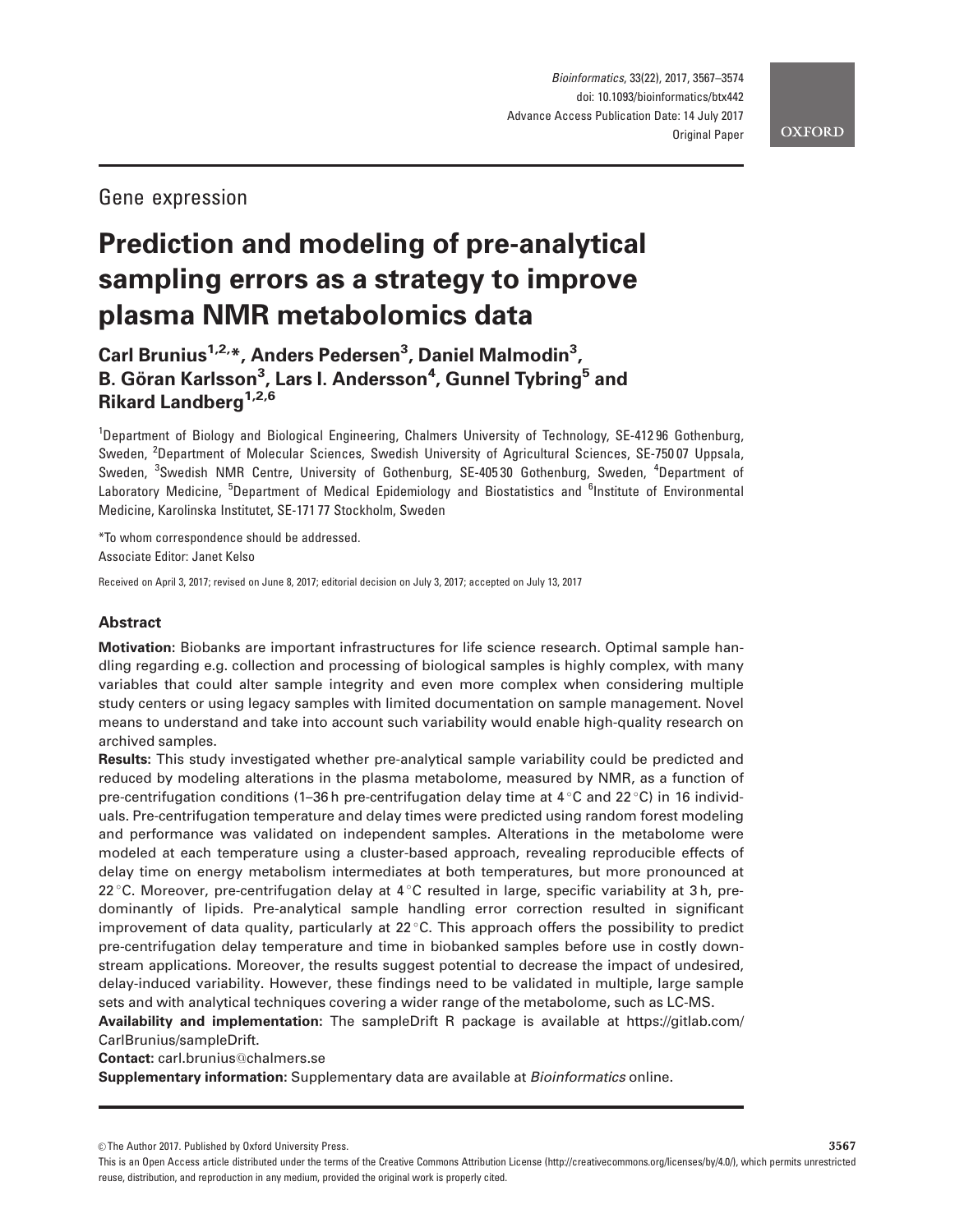Gene expression

# Prediction and modeling of pre-analytical sampling errors as a strategy to improve plasma NMR metabolomics data

**Carl Brunius[1,2,*], Anders Pedersen[3], Daniel Malmodin[3], B. Göran Karlsson[3], Lars I. Andersson[4], Gunnel Tybring[5] and Rikard Landberg[1,2,6]**

[1]Department of Biology and Biological Engineering, Chalmers University of Technology, SE-412 96 Gothenburg, Sweden, [2]Department of Molecular Sciences, Swedish University of Agricultural Sciences, SE-750 07 Uppsala, Sweden, [3]Swedish NMR Centre, University of Gothenburg, SE-405 30 Gothenburg, Sweden, [4]Department of Laboratory Medicine, [5]Department of Medical Epidemiology and Biostatistics and [6]Institute of Environmental Medicine, Karolinska Institutet, SE-171 77 Stockholm, Sweden

*To whom correspondence should be addressed.

Associate Editor: Janet Kelso

Received on April 3, 2017; revised on June 8, 2017; editorial decision on July 3, 2017; accepted on July 13, 2017

## Abstract

**Motivation:** Biobanks are important infrastructures for life science research. Optimal sample handling regarding e.g. collection and processing of biological samples is highly complex, with many variables that could alter sample integrity and even more complex when considering multiple study centers or using legacy samples with limited documentation on sample management. Novel means to understand and take into account such variability would enable high-quality research on archived samples.

**Results:** This study investigated whether pre-analytical sample variability could be predicted and reduced by modeling alterations in the plasma metabolome, measured by NMR, as a function of pre-centrifugation conditions (1–36 h pre-centrifugation delay time at 4 °C and 22 °C) in 16 individuals. Pre-centrifugation temperature and delay times were predicted using random forest modeling and performance was validated on independent samples. Alterations in the metabolome were modeled at each temperature using a cluster-based approach, revealing reproducible effects of delay time on energy metabolism intermediates at both temperatures, but more pronounced at 22 °C. Moreover, pre-centrifugation delay at 4 °C resulted in large, specific variability at 3 h, predominantly of lipids. Pre-analytical sample handling error correction resulted in significant improvement of data quality, particularly at 22 °C. This approach offers the possibility to predict pre-centrifugation delay temperature and time in biobanked samples before use in costly downstream applications. Moreover, the results suggest potential to decrease the impact of undesired, delay-induced variability. However, these findings need to be validated in multiple, large sample sets and with analytical techniques covering a wider range of the metabolome, such as LC-MS.

**Availability and implementation:** The sampleDrift R package is available at https://gitlab.com/CarlBrunius/sampleDrift.

**Contact:** carl.brunius@chalmers.se

**Supplementary information:** Supplementary data are available at *Bioinformatics* online.

© The Author 2017. Published by Oxford University Press.

This is an Open Access article distributed under the terms of the Creative Commons Attribution License (http://creativecommons.org/licenses/by/4.0/), which permits unrestricted reuse, distribution, and reproduction in any medium, provided the original work is properly cited.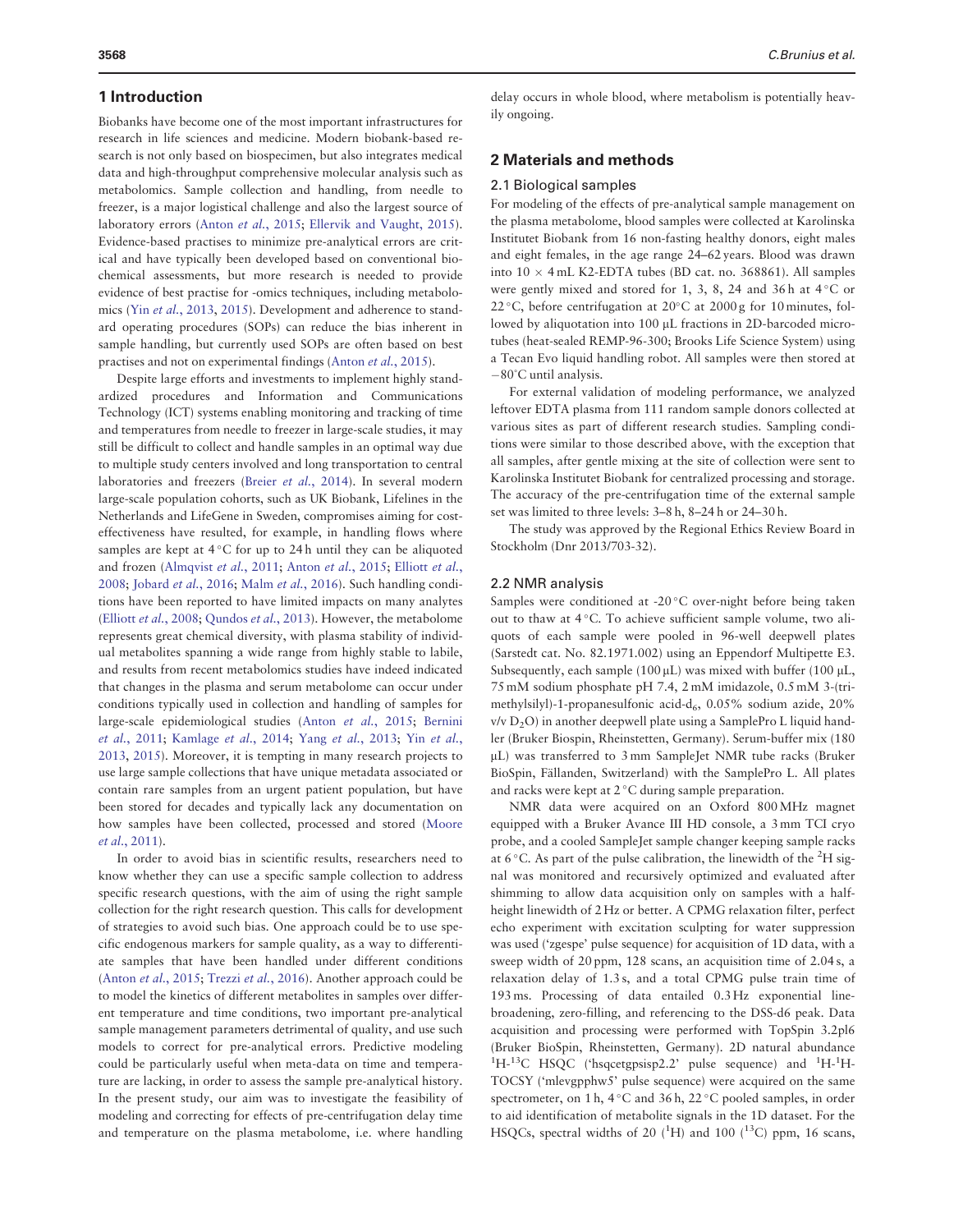## 1 Introduction

Biobanks have become one of the most important infrastructures for research in life sciences and medicine. Modern biobank-based research is not only based on biospecimen, but also integrates medical data and high-throughput comprehensive molecular analysis such as metabolomics. Sample collection and handling, from needle to freezer, is a major logistical challenge and also the largest source of laboratory errors (Anton *et al.*, 2015; Ellervik and Vaught, 2015). Evidence-based practises to minimize pre-analytical errors are critical and have typically been developed based on conventional biochemical assessments, but more research is needed to provide evidence of best practise for -omics techniques, including metabolomics (Yin *et al.*, 2013, 2015). Development and adherence to standard operating procedures (SOPs) can reduce the bias inherent in sample handling, but currently used SOPs are often based on best practises and not on experimental findings (Anton *et al.*, 2015).

Despite large efforts and investments to implement highly standardized procedures and Information and Communications Technology (ICT) systems enabling monitoring and tracking of time and temperatures from needle to freezer in large-scale studies, it may still be difficult to collect and handle samples in an optimal way due to multiple study centers involved and long transportation to central laboratories and freezers (Breier *et al.*, 2014). In several modern large-scale population cohorts, such as UK Biobank, Lifelines in the Netherlands and LifeGene in Sweden, compromises aiming for cost-effectiveness have resulted, for example, in handling flows where samples are kept at 4 °C for up to 24 h until they can be aliquoted and frozen (Almqvist *et al.*, 2011; Anton *et al.*, 2015; Elliott *et al.*, 2008; Jobard *et al.*, 2016; Malm *et al.*, 2016). Such handling conditions have been reported to have limited impacts on many analytes (Elliott *et al.*, 2008; Qundos *et al.*, 2013). However, the metabolome represents great chemical diversity, with plasma stability of individual metabolites spanning a wide range from highly stable to labile, and results from recent metabolomics studies have indeed indicated that changes in the plasma and serum metabolome can occur under conditions typically used in collection and handling of samples for large-scale epidemiological studies (Anton *et al.*, 2015; Bernini *et al.*, 2011; Kamlage *et al.*, 2014; Yang *et al.*, 2013; Yin *et al.*, 2013, 2015). Moreover, it is tempting in many research projects to use large sample collections that have unique metadata associated or contain rare samples from an urgent patient population, but have been stored for decades and typically lack any documentation on how samples have been collected, processed and stored (Moore *et al.*, 2011).

In order to avoid bias in scientific results, researchers need to know whether they can use a specific sample collection to address specific research questions, with the aim of using the right sample collection for the right research question. This calls for development of strategies to avoid such bias. One approach could be to use specific endogenous markers for sample quality, as a way to differentiate samples that have been handled under different conditions (Anton *et al.*, 2015; Trezzi *et al.*, 2016). Another approach could be to model the kinetics of different metabolites in samples over different temperature and time conditions, two important pre-analytical sample management parameters detrimental of quality, and use such models to correct for pre-analytical errors. Predictive modeling could be particularly useful when meta-data on time and temperature are lacking, in order to assess the sample pre-analytical history. In the present study, our aim was to investigate the feasibility of modeling and correcting for effects of pre-centrifugation delay time and temperature on the plasma metabolome, i.e. where handling delay occurs in whole blood, where metabolism is potentially heavily ongoing.

## 2 Materials and methods

### 2.1 Biological samples

For modeling of the effects of pre-analytical sample management on the plasma metabolome, blood samples were collected at Karolinska Institutet Biobank from 16 non-fasting healthy donors, eight males and eight females, in the age range 24–62 years. Blood was drawn into 10 × 4 mL K2-EDTA tubes (BD cat. no. 368861). All samples were gently mixed and stored for 1, 3, 8, 24 and 36 h at 4 °C or 22 °C, before centrifugation at 20°C at 2000 g for 10 minutes, followed by aliquotation into 100 μL fractions in 2D-barcoded microtubes (heat-sealed REMP-96-300; Brooks Life Science System) using a Tecan Evo liquid handling robot. All samples were then stored at −80°C until analysis.

For external validation of modeling performance, we analyzed leftover EDTA plasma from 111 random sample donors collected at various sites as part of different research studies. Sampling conditions were similar to those described above, with the exception that all samples, after gentle mixing at the site of collection were sent to Karolinska Institutet Biobank for centralized processing and storage. The accuracy of the pre-centrifugation time of the external sample set was limited to three levels: 3–8 h, 8–24 h or 24–30 h.

The study was approved by the Regional Ethics Review Board in Stockholm (Dnr 2013/703-32).

### 2.2 NMR analysis

Samples were conditioned at -20 °C over-night before being taken out to thaw at 4 °C. To achieve sufficient sample volume, two aliquots of each sample were pooled in 96-well deepwell plates (Sarstedt cat. No. 82.1971.002) using an Eppendorf Multipette E3. Subsequently, each sample (100 μL) was mixed with buffer (100 μL, 75 mM sodium phosphate pH 7.4, 2 mM imidazole, 0.5 mM 3-(trimethylsilyl)-1-propanesulfonic acid-d$_6$, 0.05% sodium azide, 20% v/v $D_2O$) in another deepwell plate using a SamplePro L liquid handler (Bruker Biospin, Rheinstetten, Germany). Serum-buffer mix (180 μL) was transferred to 3 mm SampleJet NMR tube racks (Bruker BioSpin, Fällanden, Switzerland) with the SamplePro L. All plates and racks were kept at 2 °C during sample preparation.

NMR data were acquired on an Oxford 800 MHz magnet equipped with a Bruker Avance III HD console, a 3 mm TCI cryo probe, and a cooled SampleJet sample changer keeping sample racks at 6 °C. As part of the pulse calibration, the linewidth of the $^{2}$H signal was monitored and recursively optimized and evaluated after shimming to allow data acquisition only on samples with a half-height linewidth of 2 Hz or better. A CPMG relaxation filter, perfect echo experiment with excitation sculpting for water suppression was used ('zgespe' pulse sequence) for acquisition of 1D data, with a sweep width of 20 ppm, 128 scans, an acquisition time of 2.04 s, a relaxation delay of 1.3 s, and a total CPMG pulse train time of 193 ms. Processing of data entailed 0.3 Hz exponential line-broadening, zero-filling, and referencing to the DSS-d6 peak. Data acquisition and processing were performed with TopSpin 3.2pl6 (Bruker BioSpin, Rheinstetten, Germany). 2D natural abundance $^{1}$H-$^{13}$C HSQC ('hsqcetgpsisp2.2' pulse sequence) and $^{1}$H-$^{1}$H-TOCSY ('mlevgpphw5' pulse sequence) were acquired on the same spectrometer, on 1 h, 4 °C and 36 h, 22 °C pooled samples, in order to aid identification of metabolite signals in the 1D dataset. For the HSQCs, spectral widths of 20 ($^{1}$H) and 100 ($^{13}$C) ppm, 16 scans,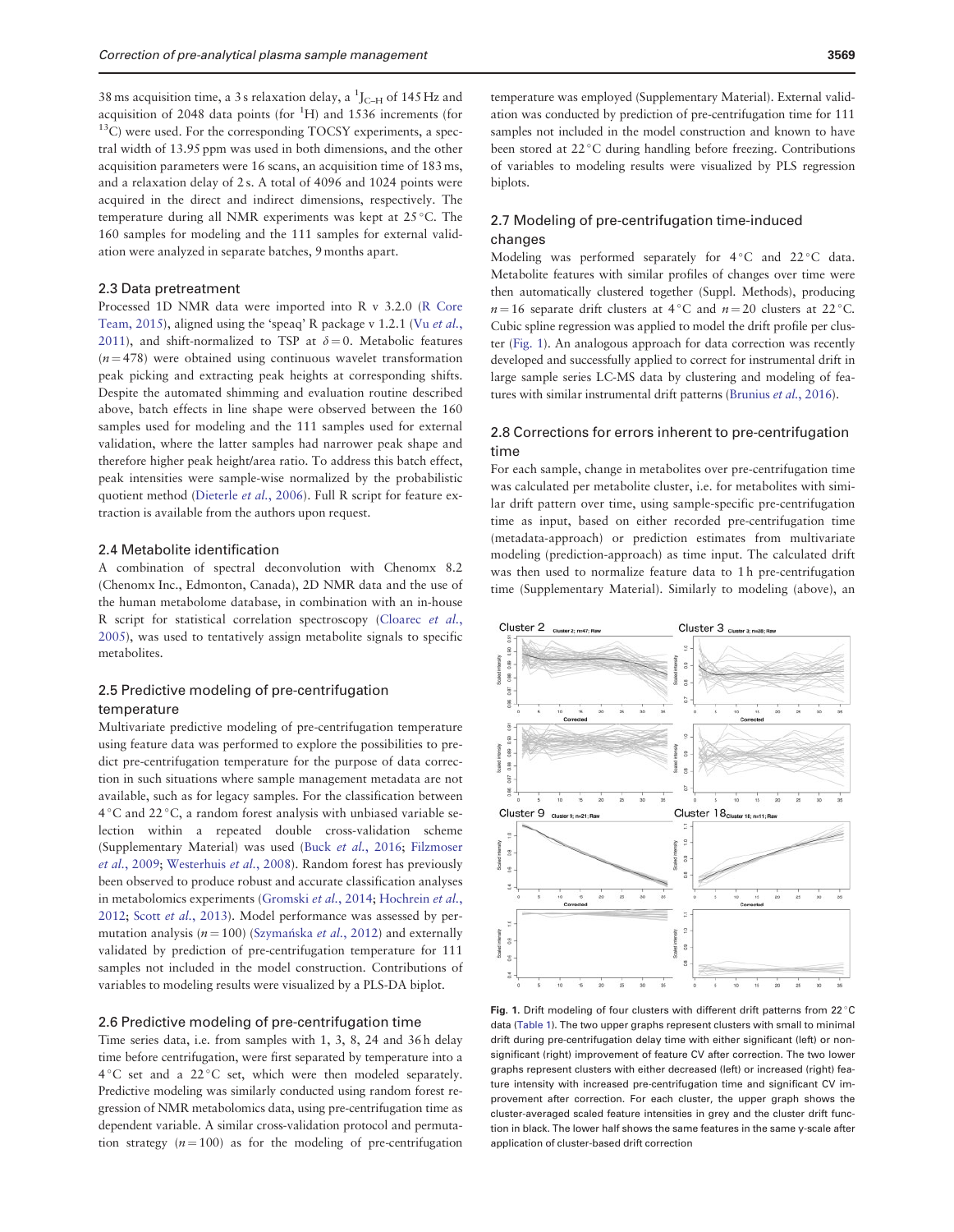38 ms acquisition time, a 3 s relaxation delay, a $^1J_{C–H}$ of 145 Hz and acquisition of 2048 data points (for $^1$H) and 1536 increments (for $^{13}$C) were used. For the corresponding TOCSY experiments, a spectral width of 13.95 ppm was used in both dimensions, and the other acquisition parameters were 16 scans, an acquisition time of 183 ms, and a relaxation delay of 2 s. A total of 4096 and 1024 points were acquired in the direct and indirect dimensions, respectively. The temperature during all NMR experiments was kept at 25 °C. The 160 samples for modeling and the 111 samples for external validation were analyzed in separate batches, 9 months apart.

## 2.3 Data pretreatment

Processed 1D NMR data were imported into R v 3.2.0 (R Core Team, 2015), aligned using the 'speaq' R package v 1.2.1 (Vu *et al.*, 2011), and shift-normalized to TSP at $\delta = 0$. Metabolic features ($n = 478$) were obtained using continuous wavelet transformation peak picking and extracting peak heights at corresponding shifts. Despite the automated shimming and evaluation routine described above, batch effects in line shape were observed between the 160 samples used for modeling and the 111 samples used for external validation, where the latter samples had narrower peak shape and therefore higher peak height/area ratio. To address this batch effect, peak intensities were sample-wise normalized by the probabilistic quotient method (Dieterle *et al.*, 2006). Full R script for feature extraction is available from the authors upon request.

## 2.4 Metabolite identification

A combination of spectral deconvolution with Chenomx 8.2 (Chenomx Inc., Edmonton, Canada), 2D NMR data and the use of the human metabolome database, in combination with an in-house R script for statistical correlation spectroscopy (Cloarec *et al.*, 2005), was used to tentatively assign metabolite signals to specific metabolites.

## 2.5 Predictive modeling of pre-centrifugation temperature

Multivariate predictive modeling of pre-centrifugation temperature using feature data was performed to explore the possibilities to predict pre-centrifugation temperature for the purpose of data correction in such situations where sample management metadata are not available, such as for legacy samples. For the classification between 4 °C and 22 °C, a random forest analysis with unbiased variable selection within a repeated double cross-validation scheme (Supplementary Material) was used (Buck *et al.*, 2016; Filzmoser *et al.*, 2009; Westerhuis *et al.*, 2008). Random forest has previously been observed to produce robust and accurate classification analyses in metabolomics experiments (Gromski *et al.*, 2014; Hochrein *et al.*, 2012; Scott *et al.*, 2013). Model performance was assessed by permutation analysis ($n = 100$) (Szymańska *et al.*, 2012) and externally validated by prediction of pre-centrifugation temperature for 111 samples not included in the model construction. Contributions of variables to modeling results were visualized by a PLS-DA biplot.

## 2.6 Predictive modeling of pre-centrifugation time

Time series data, i.e. from samples with 1, 3, 8, 24 and 36 h delay time before centrifugation, were first separated by temperature into a 4 °C set and a 22 °C set, which were then modeled separately. Predictive modeling was similarly conducted using random forest regression of NMR metabolomics data, using pre-centrifugation time as dependent variable. A similar cross-validation protocol and permutation strategy ($n = 100$) as for the modeling of pre-centrifugation temperature was employed (Supplementary Material). External validation was conducted by prediction of pre-centrifugation time for 111 samples not included in the model construction and known to have been stored at 22 °C during handling before freezing. Contributions of variables to modeling results were visualized by PLS regression biplots.

## 2.7 Modeling of pre-centrifugation time-induced changes

Modeling was performed separately for 4 °C and 22 °C data. Metabolite features with similar profiles of changes over time were then automatically clustered together (Suppl. Methods), producing $n = 16$ separate drift clusters at 4 °C and $n = 20$ clusters at 22 °C. Cubic spline regression was applied to model the drift profile per cluster (Fig. 1). An analogous approach for data correction was recently developed and successfully applied to correct for instrumental drift in large sample series LC-MS data by clustering and modeling of features with similar instrumental drift patterns (Brunius *et al.*, 2016).

## 2.8 Corrections for errors inherent to pre-centrifugation time

For each sample, change in metabolites over pre-centrifugation time was calculated per metabolite cluster, i.e. for metabolites with similar drift pattern over time, using sample-specific pre-centrifugation time as input, based on either recorded pre-centrifugation time (metadata-approach) or prediction estimates from multivariate modeling (prediction-approach) as time input. The calculated drift was then used to normalize feature data to 1 h pre-centrifugation time (Supplementary Material). Similarly to modeling (above), an

**Fig. 1.** Drift modeling of four clusters with different drift patterns from 22 °C data (Table 1). The two upper graphs represent clusters with small to minimal drift during pre-centrifugation delay time with either significant (left) or non-significant (right) improvement of feature CV after correction. The two lower graphs represent clusters with either decreased (left) or increased (right) feature intensity with increased pre-centrifugation time and significant CV improvement after correction. For each cluster, the upper graph shows the cluster-averaged scaled feature intensities in grey and the cluster drift function in black. The lower half shows the same features in the same y-scale after application of cluster-based drift correction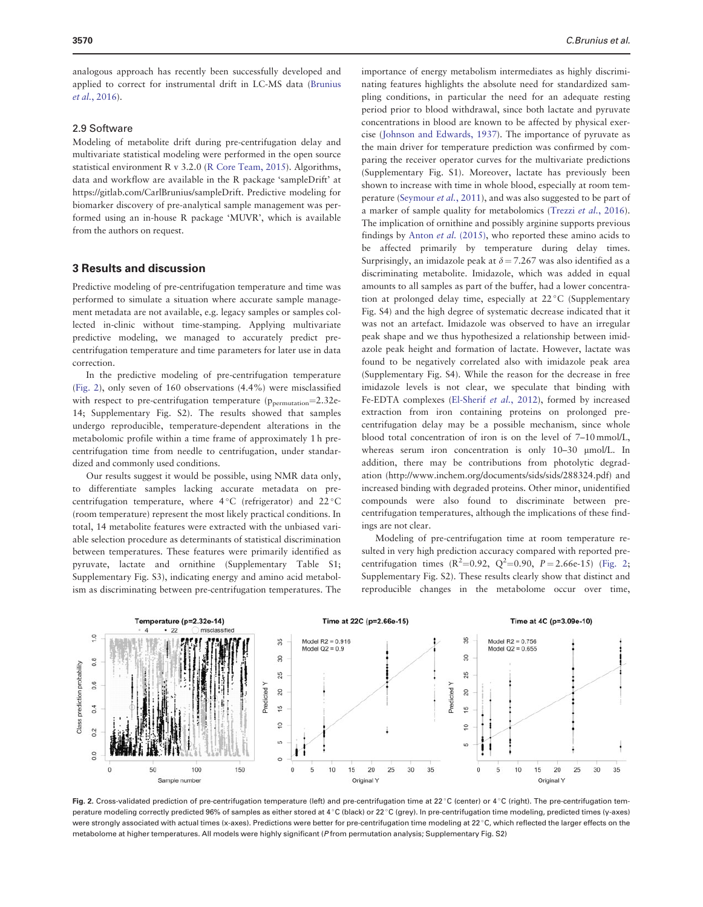analogous approach has recently been successfully developed and applied to correct for instrumental drift in LC-MS data (Brunius *et al.*, 2016).

### 2.9 Software

Modeling of metabolite drift during pre-centrifugation delay and multivariate statistical modeling were performed in the open source statistical environment R v 3.2.0 (R Core Team, 2015). Algorithms, data and workflow are available in the R package 'sampleDrift' at https://gitlab.com/CarlBrunius/sampleDrift. Predictive modeling for biomarker discovery of pre-analytical sample management was performed using an in-house R package 'MUVR', which is available from the authors on request.

## 3 Results and discussion

Predictive modeling of pre-centrifugation temperature and time was performed to simulate a situation where accurate sample management metadata are not available, e.g. legacy samples or samples collected in-clinic without time-stamping. Applying multivariate predictive modeling, we managed to accurately predict pre-centrifugation temperature and time parameters for later use in data correction.

In the predictive modeling of pre-centrifugation temperature (Fig. 2), only seven of 160 observations (4.4%) were misclassified with respect to pre-centrifugation temperature ($p_{permutation}$=2.32e-14; Supplementary Fig. S2). The results showed that samples undergo reproducible, temperature-dependent alterations in the metabolomic profile within a time frame of approximately 1 h pre-centrifugation time from needle to centrifugation, under standardized and commonly used conditions.

Our results suggest it would be possible, using NMR data only, to differentiate samples lacking accurate metadata on pre-centrifugation temperature, where 4 °C (refrigerator) and 22 °C (room temperature) represent the most likely practical conditions. In total, 14 metabolite features were extracted with the unbiased variable selection procedure as determinants of statistical discrimination between temperatures. These features were primarily identified as pyruvate, lactate and ornithine (Supplementary Table S1; Supplementary Fig. S3), indicating energy and amino acid metabolism as discriminating between pre-centrifugation temperatures. The importance of energy metabolism intermediates as highly discriminating features highlights the absolute need for standardized sampling conditions, in particular the need for an adequate resting period prior to blood withdrawal, since both lactate and pyruvate concentrations in blood are known to be affected by physical exercise (Johnson and Edwards, 1937). The importance of pyruvate as the main driver for temperature prediction was confirmed by comparing the receiver operator curves for the multivariate predictions (Supplementary Fig. S1). Moreover, lactate has previously been shown to increase with time in whole blood, especially at room temperature (Seymour *et al.*, 2011), and was also suggested to be part of a marker of sample quality for metabolomics (Trezzi *et al.*, 2016). The implication of ornithine and possibly arginine supports previous findings by Anton *et al.* (2015), who reported these amino acids to be affected primarily by temperature during delay times. Surprisingly, an imidazole peak at $\delta = 7.267$ was also identified as a discriminating metabolite. Imidazole, which was added in equal amounts to all samples as part of the buffer, had a lower concentration at prolonged delay time, especially at 22 °C (Supplementary Fig. S4) and the high degree of systematic decrease indicated that it was not an artefact. Imidazole was observed to have an irregular peak shape and we thus hypothesized a relationship between imidazole peak height and formation of lactate. However, lactate was found to be negatively correlated also with imidazole peak area (Supplementary Fig. S4). While the reason for the decrease in free imidazole levels is not clear, we speculate that binding with Fe-EDTA complexes (El-Sherif *et al.*, 2012), formed by increased extraction from iron containing proteins on prolonged pre-centrifugation delay may be a possible mechanism, since whole blood total concentration of iron is on the level of 7–10 mmol/L, whereas serum iron concentration is only 10–30 µmol/L. In addition, there may be contributions from photolytic degradation (http://www.inchem.org/documents/sids/sids/288324.pdf) and increased binding with degraded proteins. Other minor, unidentified compounds were also found to discriminate between pre-centrifugation temperatures, although the implications of these findings are not clear.

Modeling of pre-centrifugation time at room temperature resulted in very high prediction accuracy compared with reported pre-centrifugation times ($R^2$=0.92, $Q^2$=0.90, $P$ = 2.66e-15) (Fig. 2; Supplementary Fig. S2). These results clearly show that distinct and reproducible changes in the metabolome occur over time,

**Fig. 2.** Cross-validated prediction of pre-centrifugation temperature (left) and pre-centrifugation time at 22 °C (center) or 4 °C (right). The pre-centrifugation temperature modeling correctly predicted 96% of samples as either stored at 4 °C (black) or 22 °C (grey). In pre-centrifugation time modeling, predicted times (y-axes) were strongly associated with actual times (x-axes). Predictions were better for pre-centrifugation time modeling at 22 °C, which reflected the larger effects on the metabolome at higher temperatures. All models were highly significant (*P* from permutation analysis; Supplementary Fig. S2)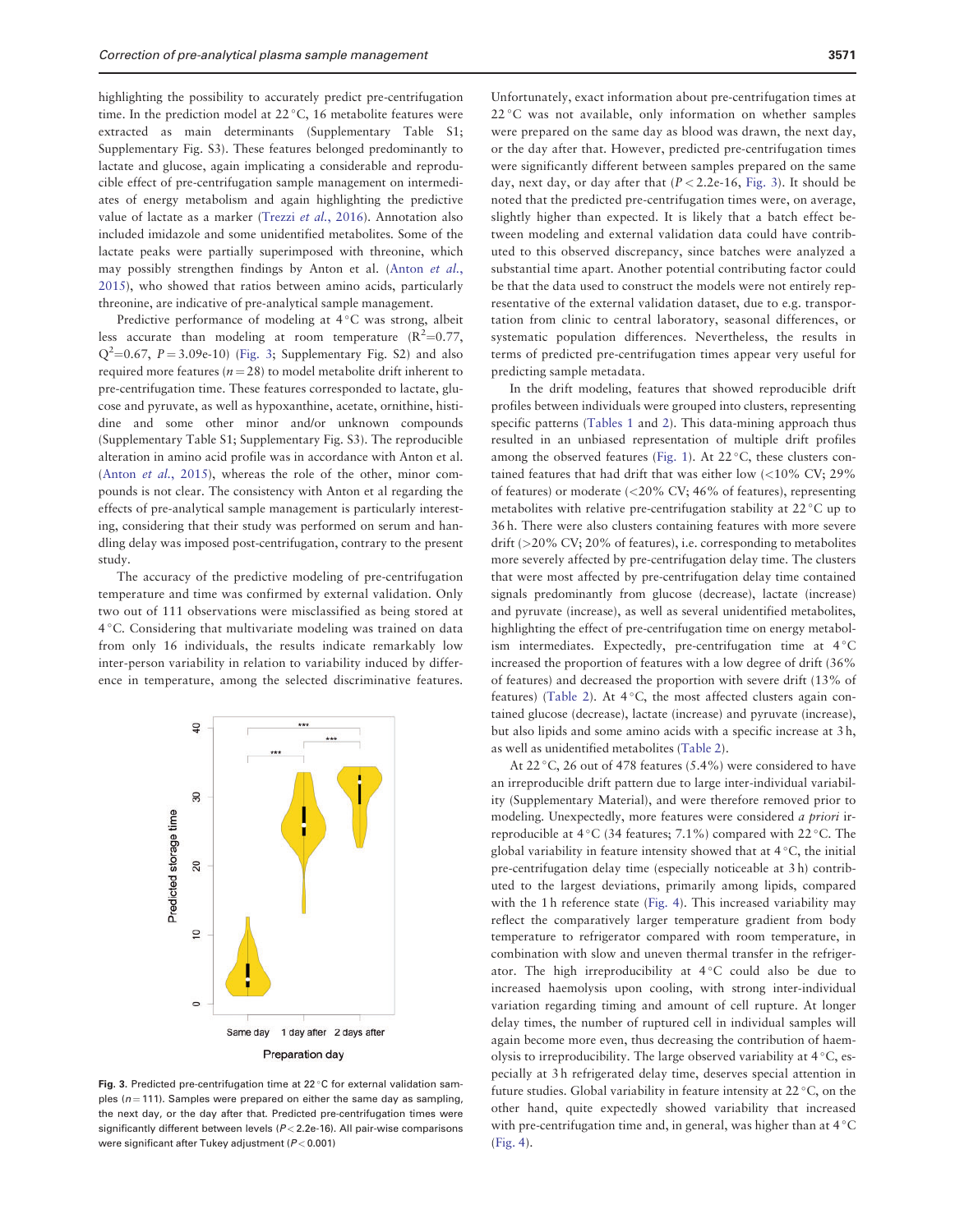highlighting the possibility to accurately predict pre-centrifugation time. In the prediction model at 22 °C, 16 metabolite features were extracted as main determinants (Supplementary Table S1; Supplementary Fig. S3). These features belonged predominantly to lactate and glucose, again implicating a considerable and reproducible effect of pre-centrifugation sample management on intermediates of energy metabolism and again highlighting the predictive value of lactate as a marker (Trezzi *et al.*, 2016). Annotation also included imidazole and some unidentified metabolites. Some of the lactate peaks were partially superimposed with threonine, which may possibly strengthen findings by Anton et al. (Anton *et al.*, 2015), who showed that ratios between amino acids, particularly threonine, are indicative of pre-analytical sample management.

Predictive performance of modeling at 4 °C was strong, albeit less accurate than modeling at room temperature ($R^2$=0.77, $Q^2$=0.67, $P$ = 3.09e-10) (Fig. 3; Supplementary Fig. S2) and also required more features ($n$ = 28) to model metabolite drift inherent to pre-centrifugation time. These features corresponded to lactate, glucose and pyruvate, as well as hypoxanthine, acetate, ornithine, histidine and some other minor and/or unknown compounds (Supplementary Table S1; Supplementary Fig. S3). The reproducible alteration in amino acid profile was in accordance with Anton et al. (Anton *et al.*, 2015), whereas the role of the other, minor compounds is not clear. The consistency with Anton et al regarding the effects of pre-analytical sample management is particularly interesting, considering that their study was performed on serum and handling delay was imposed post-centrifugation, contrary to the present study.

The accuracy of the predictive modeling of pre-centrifugation temperature and time was confirmed by external validation. Only two out of 111 observations were misclassified as being stored at 4 °C. Considering that multivariate modeling was trained on data from only 16 individuals, the results indicate remarkably low inter-person variability in relation to variability induced by difference in temperature, among the selected discriminative features.

**Fig. 3.** Predicted pre-centrifugation time at 22 °C for external validation samples ($n$ = 111). Samples were prepared on either the same day as sampling, the next day, or the day after that. Predicted pre-centrifugation times were significantly different between levels ($P$ < 2.2e-16). All pair-wise comparisons were significant after Tukey adjustment ($P$ < 0.001)

Unfortunately, exact information about pre-centrifugation times at 22 °C was not available, only information on whether samples were prepared on the same day as blood was drawn, the next day, or the day after that. However, predicted pre-centrifugation times were significantly different between samples prepared on the same day, next day, or day after that ($P$ < 2.2e-16, Fig. 3). It should be noted that the predicted pre-centrifugation times were, on average, slightly higher than expected. It is likely that a batch effect between modeling and external validation data could have contributed to this observed discrepancy, since batches were analyzed a substantial time apart. Another potential contributing factor could be that the data used to construct the models were not entirely representative of the external validation dataset, due to e.g. transportation from clinic to central laboratory, seasonal differences, or systematic population differences. Nevertheless, the results in terms of predicted pre-centrifugation times appear very useful for predicting sample metadata.

In the drift modeling, features that showed reproducible drift profiles between individuals were grouped into clusters, representing specific patterns (Tables 1 and 2). This data-mining approach thus resulted in an unbiased representation of multiple drift profiles among the observed features (Fig. 1). At 22 °C, these clusters contained features that had drift that was either low (<10% CV; 29% of features) or moderate (<20% CV; 46% of features), representing metabolites with relative pre-centrifugation stability at 22 °C up to 36 h. There were also clusters containing features with more severe drift (>20% CV; 20% of features), i.e. corresponding to metabolites more severely affected by pre-centrifugation delay time. The clusters that were most affected by pre-centrifugation delay time contained signals predominantly from glucose (decrease), lactate (increase) and pyruvate (increase), as well as several unidentified metabolites, highlighting the effect of pre-centrifugation time on energy metabolism intermediates. Expectedly, pre-centrifugation time at 4 °C increased the proportion of features with a low degree of drift (36% of features) and decreased the proportion with severe drift (13% of features) (Table 2). At 4 °C, the most affected clusters again contained glucose (decrease), lactate (increase) and pyruvate (increase), but also lipids and some amino acids with a specific increase at 3 h, as well as unidentified metabolites (Table 2).

At 22 °C, 26 out of 478 features (5.4%) were considered to have an irreproducible drift pattern due to large inter-individual variability (Supplementary Material), and were therefore removed prior to modeling. Unexpectedly, more features were considered *a priori* irreproducible at 4 °C (34 features; 7.1%) compared with 22 °C. The global variability in feature intensity showed that at 4 °C, the initial pre-centrifugation delay time (especially noticeable at 3 h) contributed to the largest deviations, primarily among lipids, compared with the 1 h reference state (Fig. 4). This increased variability may reflect the comparatively larger temperature gradient from body temperature to refrigerator compared with room temperature, in combination with slow and uneven thermal transfer in the refrigerator. The high irreproducibility at 4 °C could also be due to increased haemolysis upon cooling, with strong inter-individual variation regarding timing and amount of cell rupture. At longer delay times, the number of ruptured cell in individual samples will again become more even, thus decreasing the contribution of haemolysis to irreproducibility. The large observed variability at 4 °C, especially at 3 h refrigerated delay time, deserves special attention in future studies. Global variability in feature intensity at 22 °C, on the other hand, quite expectedly showed variability that increased with pre-centrifugation time and, in general, was higher than at 4 °C (Fig. 4).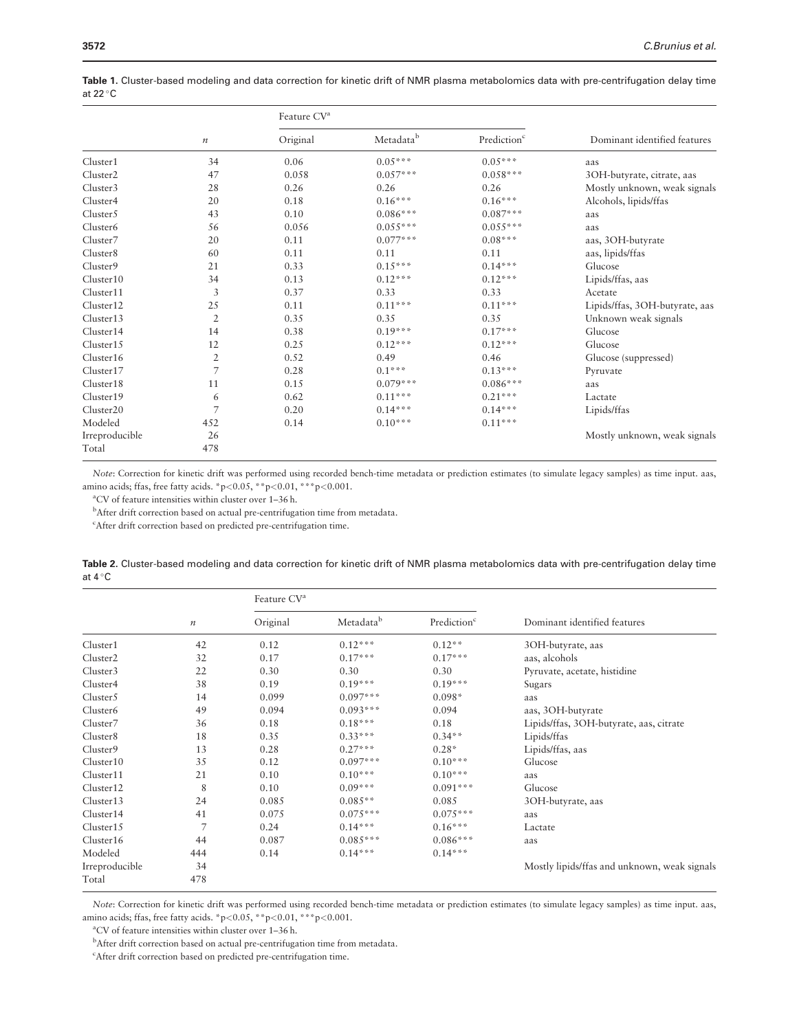**Table 1.** Cluster-based modeling and data correction for kinetic drift of NMR plasma metabolomics data with pre-centrifugation delay time at 22 °C

| | *n* | Feature CV[a] | | | Dominant identified features |
|---|---|---|---|---|---|
| | | Original | Metadata[b] | Prediction[c] | |
| Cluster1 | 34 | 0.06 | 0.05*** | 0.05*** | aas |
| Cluster2 | 47 | 0.058 | 0.057*** | 0.058*** | 3OH-butyrate, citrate, aas |
| Cluster3 | 28 | 0.26 | 0.26 | 0.26 | Mostly unknown, weak signals |
| Cluster4 | 20 | 0.18 | 0.16*** | 0.16*** | Alcohols, lipids/ffas |
| Cluster5 | 43 | 0.10 | 0.086*** | 0.087*** | aas |
| Cluster6 | 56 | 0.056 | 0.055*** | 0.055*** | aas |
| Cluster7 | 20 | 0.11 | 0.077*** | 0.08*** | aas, 3OH-butyrate |
| Cluster8 | 60 | 0.11 | 0.11 | 0.11 | aas, lipids/ffas |
| Cluster9 | 21 | 0.33 | 0.15*** | 0.14*** | Glucose |
| Cluster10 | 34 | 0.13 | 0.12*** | 0.12*** | Lipids/ffas, aas |
| Cluster11 | 3 | 0.37 | 0.33 | 0.33 | Acetate |
| Cluster12 | 25 | 0.11 | 0.11*** | 0.11*** | Lipids/ffas, 3OH-butyrate, aas |
| Cluster13 | 2 | 0.35 | 0.35 | 0.35 | Unknown weak signals |
| Cluster14 | 14 | 0.38 | 0.19*** | 0.17*** | Glucose |
| Cluster15 | 12 | 0.25 | 0.12*** | 0.12*** | Glucose |
| Cluster16 | 2 | 0.52 | 0.49 | 0.46 | Glucose (suppressed) |
| Cluster17 | 7 | 0.28 | 0.1*** | 0.13*** | Pyruvate |
| Cluster18 | 11 | 0.15 | 0.079*** | 0.086*** | aas |
| Cluster19 | 6 | 0.62 | 0.11*** | 0.21*** | Lactate |
| Cluster20 | 7 | 0.20 | 0.14*** | 0.14*** | Lipids/ffas |
| Modeled | 452 | 0.14 | 0.10*** | 0.11*** | |
| Irreproducible | 26 | | | | Mostly unknown, weak signals |
| Total | 478 | | | | |

*Note*: Correction for kinetic drift was performed using recorded bench-time metadata or prediction estimates (to simulate legacy samples) as time input. aas, amino acids; ffas, free fatty acids. *p<0.05, **p<0.01, ***p<0.001.

[a]CV of feature intensities within cluster over 1–36 h.

[b]After drift correction based on actual pre-centrifugation time from metadata.

[c]After drift correction based on predicted pre-centrifugation time.

**Table 2.** Cluster-based modeling and data correction for kinetic drift of NMR plasma metabolomics data with pre-centrifugation delay time at 4 °C

| | *n* | Feature CV[a] | | | Dominant identified features |
|---|---|---|---|---|---|
| | | Original | Metadata[b] | Prediction[c] | |
| Cluster1 | 42 | 0.12 | 0.12*** | 0.12** | 3OH-butyrate, aas |
| Cluster2 | 32 | 0.17 | 0.17*** | 0.17*** | aas, alcohols |
| Cluster3 | 22 | 0.30 | 0.30 | 0.30 | Pyruvate, acetate, histidine |
| Cluster4 | 38 | 0.19 | 0.19*** | 0.19*** | Sugars |
| Cluster5 | 14 | 0.099 | 0.097*** | 0.098* | aas |
| Cluster6 | 49 | 0.094 | 0.093*** | 0.094 | aas, 3OH-butyrate |
| Cluster7 | 36 | 0.18 | 0.18*** | 0.18 | Lipids/ffas, 3OH-butyrate, aas, citrate |
| Cluster8 | 18 | 0.35 | 0.33*** | 0.34** | Lipids/ffas |
| Cluster9 | 13 | 0.28 | 0.27*** | 0.28* | Lipids/ffas, aas |
| Cluster10 | 35 | 0.12 | 0.097*** | 0.10*** | Glucose |
| Cluster11 | 21 | 0.10 | 0.10*** | 0.10*** | aas |
| Cluster12 | 8 | 0.10 | 0.09*** | 0.091*** | Glucose |
| Cluster13 | 24 | 0.085 | 0.085** | 0.085 | 3OH-butyrate, aas |
| Cluster14 | 41 | 0.075 | 0.075*** | 0.075*** | aas |
| Cluster15 | 7 | 0.24 | 0.14*** | 0.16*** | Lactate |
| Cluster16 | 44 | 0.087 | 0.085*** | 0.086*** | aas |
| Modeled | 444 | 0.14 | 0.14*** | 0.14*** | |
| Irreproducible | 34 | | | | Mostly lipids/ffas and unknown, weak signals |
| Total | 478 | | | | |

*Note*: Correction for kinetic drift was performed using recorded bench-time metadata or prediction estimates (to simulate legacy samples) as time input. aas, amino acids; ffas, free fatty acids. *p<0.05, **p<0.01, ***p<0.001.

[a]CV of feature intensities within cluster over 1–36 h.

[b]After drift correction based on actual pre-centrifugation time from metadata.

[c]After drift correction based on predicted pre-centrifugation time.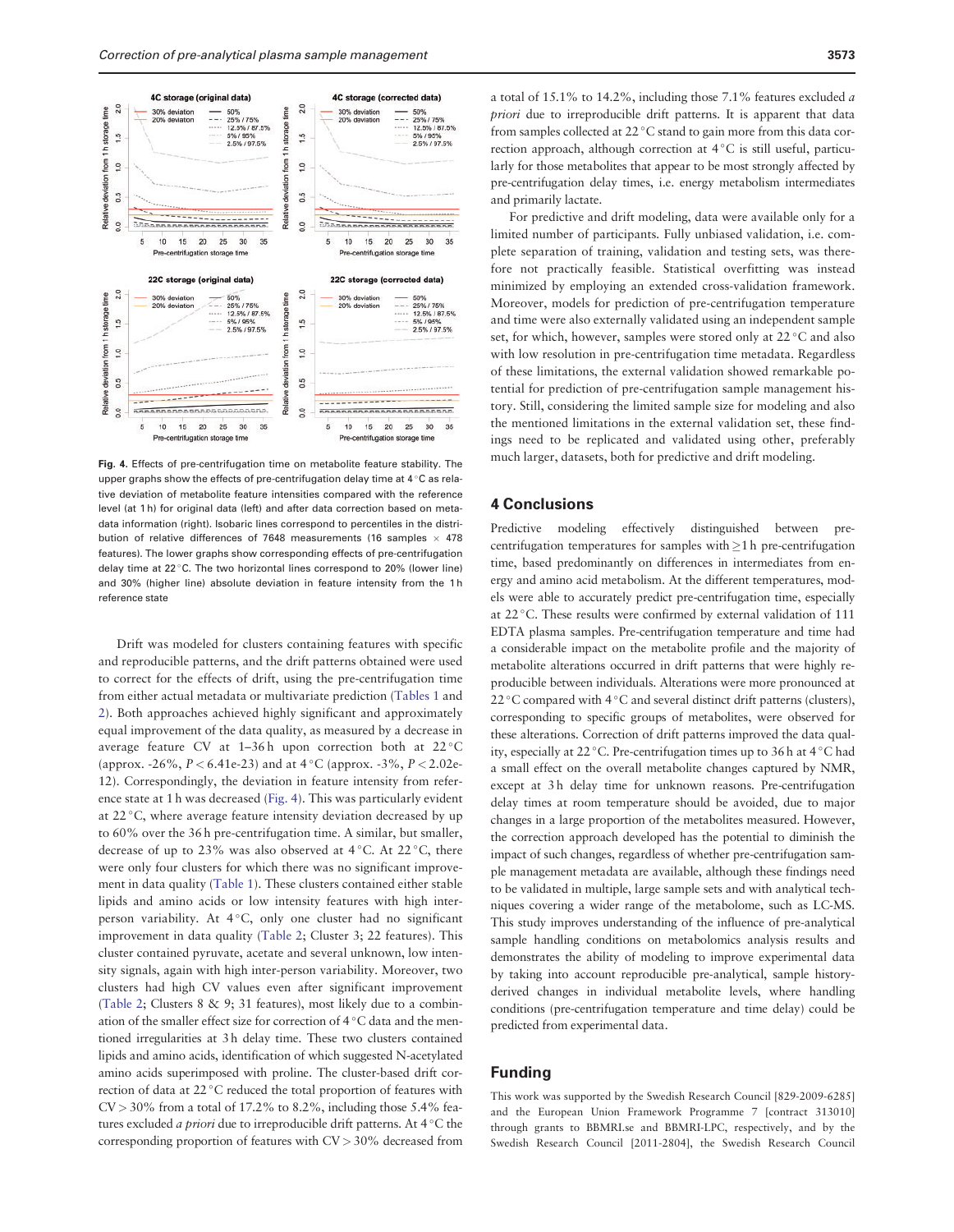Fig. 4. Effects of pre-centrifugation time on metabolite feature stability. The upper graphs show the effects of pre-centrifugation delay time at 4 °C as relative deviation of metabolite feature intensities compared with the reference level (at 1 h) for original data (left) and after data correction based on metadata information (right). Isobaric lines correspond to percentiles in the distribution of relative differences of 7648 measurements (16 samples × 478 features). The lower graphs show corresponding effects of pre-centrifugation delay time at 22 °C. The two horizontal lines correspond to 20% (lower line) and 30% (higher line) absolute deviation in feature intensity from the 1 h reference state

Drift was modeled for clusters containing features with specific and reproducible patterns, and the drift patterns obtained were used to correct for the effects of drift, using the pre-centrifugation time from either actual metadata or multivariate prediction (Tables 1 and 2). Both approaches achieved highly significant and approximately equal improvement of the data quality, as measured by a decrease in average feature CV at 1–36 h upon correction both at 22 °C (approx. -26%, $P < 6.41e\text{-}23$) and at 4 °C (approx. -3%, $P < 2.02e\text{-}12$). Correspondingly, the deviation in feature intensity from reference state at 1 h was decreased (Fig. 4). This was particularly evident at 22 °C, where average feature intensity deviation decreased by up to 60% over the 36 h pre-centrifugation time. A similar, but smaller, decrease of up to 23% was also observed at 4 °C. At 22 °C, there were only four clusters for which there was no significant improvement in data quality (Table 1). These clusters contained either stable lipids and amino acids or low intensity features with high inter-person variability. At 4 °C, only one cluster had no significant improvement in data quality (Table 2; Cluster 3; 22 features). This cluster contained pyruvate, acetate and several unknown, low intensity signals, again with high inter-person variability. Moreover, two clusters had high CV values even after significant improvement (Table 2; Clusters 8 & 9; 31 features), most likely due to a combination of the smaller effect size for correction of 4 °C data and the mentioned irregularities at 3 h delay time. These two clusters contained lipids and amino acids, identification of which suggested N-acetylated amino acids superimposed with proline. The cluster-based drift correction of data at 22 °C reduced the total proportion of features with CV > 30% from a total of 17.2% to 8.2%, including those 5.4% features excluded *a priori* due to irreproducible drift patterns. At 4 °C the corresponding proportion of features with CV > 30% decreased from a total of 15.1% to 14.2%, including those 7.1% features excluded *a priori* due to irreproducible drift patterns. It is apparent that data from samples collected at 22 °C stand to gain more from this data correction approach, although correction at 4 °C is still useful, particularly for those metabolites that appear to be most strongly affected by pre-centrifugation delay times, i.e. energy metabolism intermediates and primarily lactate.

For predictive and drift modeling, data were available only for a limited number of participants. Fully unbiased validation, i.e. complete separation of training, validation and testing sets, was therefore not practically feasible. Statistical overfitting was instead minimized by employing an extended cross-validation framework. Moreover, models for prediction of pre-centrifugation temperature and time were also externally validated using an independent sample set, for which, however, samples were stored only at 22 °C and also with low resolution in pre-centrifugation time metadata. Regardless of these limitations, the external validation showed remarkable potential for prediction of pre-centrifugation sample management history. Still, considering the limited sample size for modeling and also the mentioned limitations in the external validation set, these findings need to be replicated and validated using other, preferably much larger, datasets, both for predictive and drift modeling.

## 4 Conclusions

Predictive modeling effectively distinguished between pre-centrifugation temperatures for samples with ≥1 h pre-centrifugation time, based predominantly on differences in intermediates from energy and amino acid metabolism. At the different temperatures, models were able to accurately predict pre-centrifugation time, especially at 22 °C. These results were confirmed by external validation of 111 EDTA plasma samples. Pre-centrifugation temperature and time had a considerable impact on the metabolite profile and the majority of metabolite alterations occurred in drift patterns that were highly reproducible between individuals. Alterations were more pronounced at 22 °C compared with 4 °C and several distinct drift patterns (clusters), corresponding to specific groups of metabolites, were observed for these alterations. Correction of drift patterns improved the data quality, especially at 22 °C. Pre-centrifugation times up to 36 h at 4 °C had a small effect on the overall metabolite changes captured by NMR, except at 3 h delay time for unknown reasons. Pre-centrifugation delay times at room temperature should be avoided, due to major changes in a large proportion of the metabolites measured. However, the correction approach developed has the potential to diminish the impact of such changes, regardless of whether pre-centrifugation sample management metadata are available, although these findings need to be validated in multiple, large sample sets and with analytical techniques covering a wider range of the metabolome, such as LC-MS. This study improves understanding of the influence of pre-analytical sample handling conditions on metabolomics analysis results and demonstrates the ability of modeling to improve experimental data by taking into account reproducible pre-analytical, sample history-derived changes in individual metabolite levels, where handling conditions (pre-centrifugation temperature and time delay) could be predicted from experimental data.

## Funding

This work was supported by the Swedish Research Council [829-2009-6285] and the European Union Framework Programme 7 [contract 313010] through grants to BBMRI.se and BBMRI-LPC, respectively, and by the Swedish Research Council [2011-2804], the Swedish Research Council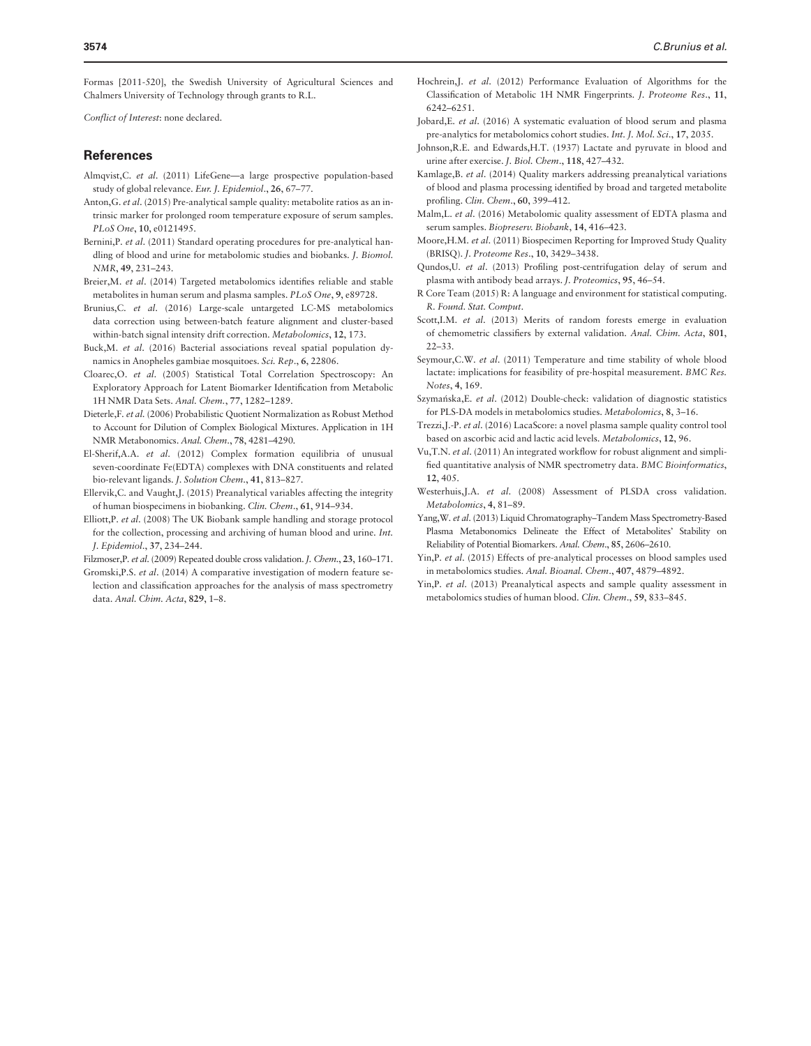Formas [2011-520], the Swedish University of Agricultural Sciences and Chalmers University of Technology through grants to R.L.

*Conflict of Interest*: none declared.

## References

Almqvist,C. *et al*. (2011) LifeGene—a large prospective population-based study of global relevance. *Eur. J. Epidemiol*., **26**, 67–77.

Anton,G. *et al*. (2015) Pre-analytical sample quality: metabolite ratios as an intrinsic marker for prolonged room temperature exposure of serum samples. *PLoS One*, **10**, e0121495.

Bernini,P. *et al*. (2011) Standard operating procedures for pre-analytical handling of blood and urine for metabolomic studies and biobanks. *J. Biomol. NMR*, **49**, 231–243.

Breier,M. *et al*. (2014) Targeted metabolomics identifies reliable and stable metabolites in human serum and plasma samples. *PLoS One*, **9**, e89728.

Brunius,C. *et al*. (2016) Large-scale untargeted LC-MS metabolomics data correction using between-batch feature alignment and cluster-based within-batch signal intensity drift correction. *Metabolomics*, **12**, 173.

Buck,M. *et al*. (2016) Bacterial associations reveal spatial population dynamics in Anopheles gambiae mosquitoes. *Sci. Rep*., **6**, 22806.

Cloarec,O. *et al*. (2005) Statistical Total Correlation Spectroscopy: An Exploratory Approach for Latent Biomarker Identification from Metabolic 1H NMR Data Sets. *Anal. Chem*., **77**, 1282–1289.

Dieterle,F. *et al*. (2006) Probabilistic Quotient Normalization as Robust Method to Account for Dilution of Complex Biological Mixtures. Application in 1H NMR Metabonomics. *Anal. Chem*., **78**, 4281–4290.

El-Sherif,A.A. *et al*. (2012) Complex formation equilibria of unusual seven-coordinate Fe(EDTA) complexes with DNA constituents and related bio-relevant ligands. *J. Solution Chem*., **41**, 813–827.

Ellervik,C. and Vaught,J. (2015) Preanalytical variables affecting the integrity of human biospecimens in biobanking. *Clin. Chem*., **61**, 914–934.

Elliott,P. *et al*. (2008) The UK Biobank sample handling and storage protocol for the collection, processing and archiving of human blood and urine. *Int. J. Epidemiol*., **37**, 234–244.

Filzmoser,P. *et al*. (2009) Repeated double cross validation. *J. Chem*., **23**, 160–171.

Gromski,P.S. *et al*. (2014) A comparative investigation of modern feature selection and classification approaches for the analysis of mass spectrometry data. *Anal. Chim. Acta*, **829**, 1–8.

Hochrein,J. *et al*. (2012) Performance Evaluation of Algorithms for the Classification of Metabolic 1H NMR Fingerprints. *J. Proteome Res*., **11**, 6242–6251.

Jobard,E. *et al*. (2016) A systematic evaluation of blood serum and plasma pre-analytics for metabolomics cohort studies. *Int. J. Mol. Sci*., **17**, 2035.

Johnson,R.E. and Edwards,H.T. (1937) Lactate and pyruvate in blood and urine after exercise. *J. Biol. Chem*., **118**, 427–432.

Kamlage,B. *et al*. (2014) Quality markers addressing preanalytical variations of blood and plasma processing identified by broad and targeted metabolite profiling. *Clin. Chem*., **60**, 399–412.

Malm,L. *et al*. (2016) Metabolomic quality assessment of EDTA plasma and serum samples. *Biopreserv. Biobank*, **14**, 416–423.

Moore,H.M. *et al*. (2011) Biospecimen Reporting for Improved Study Quality (BRISQ). *J. Proteome Res*., **10**, 3429–3438.

Qundos,U. *et al*. (2013) Profiling post-centrifugation delay of serum and plasma with antibody bead arrays. *J. Proteomics*, **95**, 46–54.

R Core Team (2015) R: A language and environment for statistical computing. *R. Found. Stat. Comput*.

Scott,I.M. *et al*. (2013) Merits of random forests emerge in evaluation of chemometric classifiers by external validation. *Anal. Chim. Acta*, **801**, 22–33.

Seymour,C.W. *et al*. (2011) Temperature and time stability of whole blood lactate: implications for feasibility of pre-hospital measurement. *BMC Res. Notes*, **4**, 169.

Szymańska,E. *et al*. (2012) Double-check: validation of diagnostic statistics for PLS-DA models in metabolomics studies. *Metabolomics*, **8**, 3–16.

Trezzi,J.-P. *et al*. (2016) LacaScore: a novel plasma sample quality control tool based on ascorbic acid and lactic acid levels. *Metabolomics*, **12**, 96.

Vu,T.N. *et al*. (2011) An integrated workflow for robust alignment and simplified quantitative analysis of NMR spectrometry data. *BMC Bioinformatics*, **12**, 405.

Westerhuis,J.A. *et al*. (2008) Assessment of PLSDA cross validation. *Metabolomics*, **4**, 81–89.

Yang,W. *et al*. (2013) Liquid Chromatography–Tandem Mass Spectrometry-Based Plasma Metabonomics Delineate the Effect of Metabolites' Stability on Reliability of Potential Biomarkers. *Anal. Chem*., **85**, 2606–2610.

Yin,P. *et al*. (2015) Effects of pre-analytical processes on blood samples used in metabolomics studies. *Anal. Bioanal. Chem*., **407**, 4879–4892.

Yin,P. *et al*. (2013) Preanalytical aspects and sample quality assessment in metabolomics studies of human blood. *Clin. Chem*., **59**, 833–845.